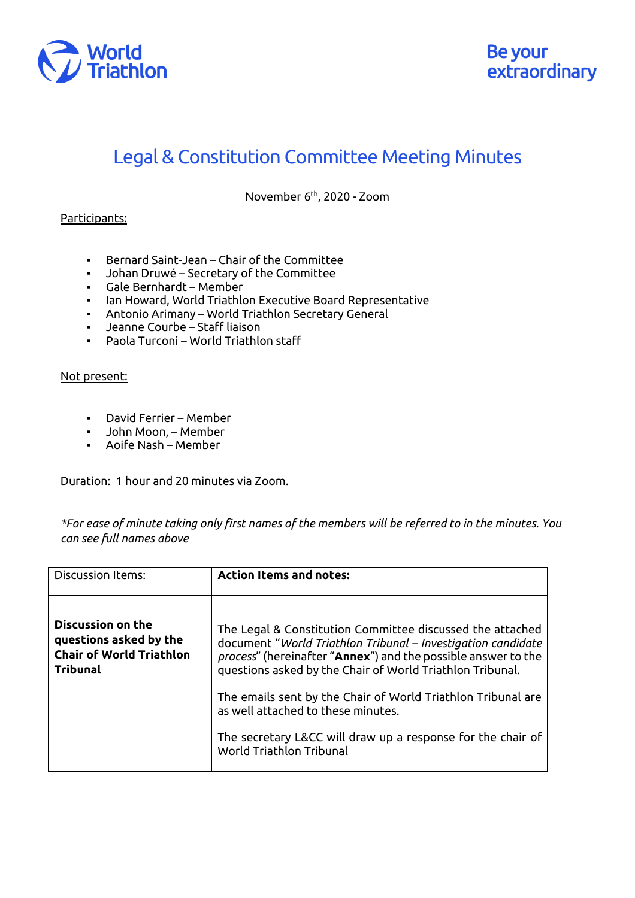# Legal & Constitution Committee Meeting Minutes

November 6th, 2020 - Zoom

Participants:

- Bernard Saint-Jean – Chair of the Committee
- Johan Druwé – Secretary of the Committee
- Gale Bernhardt – Member
- Ian Howard, World Triathlon Executive Board Representative
- Antonio Arimany – World Triathlon Secretary General
- Jeanne Courbe – Staff liaison
- Paola Turconi – World Triathlon staff

Not present:

- David Ferrier – Member
- John Moon, – Member
- Aoife Nash – Member

Duration: 1 hour and 20 minutes via Zoom.

*\*For ease of minute taking only first names of the members will be referred to in the minutes. You can see full names above*

| Discussion Items: | **Action Items and notes:** |
|---|---|
| **Discussion on the questions asked by the Chair of World Triathlon Tribunal** | The Legal & Constitution Committee discussed the attached document "*World Triathlon Tribunal – Investigation candidate process*" (hereinafter "**Annex**") and the possible answer to the questions asked by the Chair of World Triathlon Tribunal.<br><br>The emails sent by the Chair of World Triathlon Tribunal are as well attached to these minutes.<br><br>The secretary L&CC will draw up a response for the chair of World Triathlon Tribunal |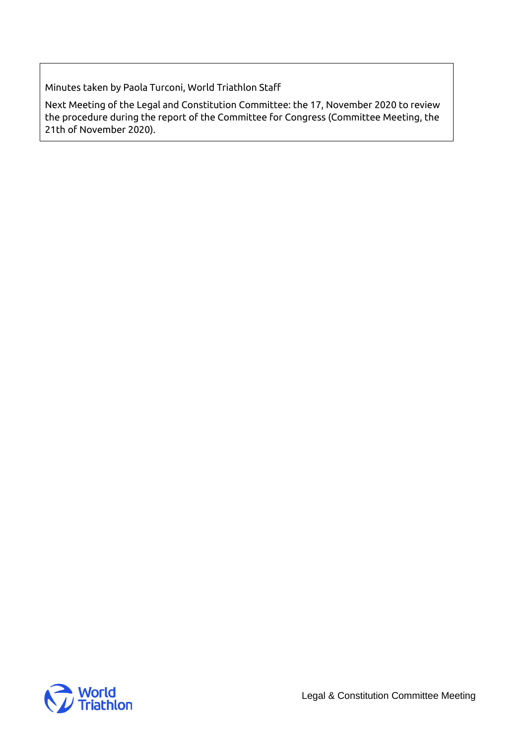Minutes taken by Paola Turconi, World Triathlon Staff

Next Meeting of the Legal and Constitution Committee: the 17, November 2020 to review the procedure during the report of the Committee for Congress (Committee Meeting, the 21th of November 2020).